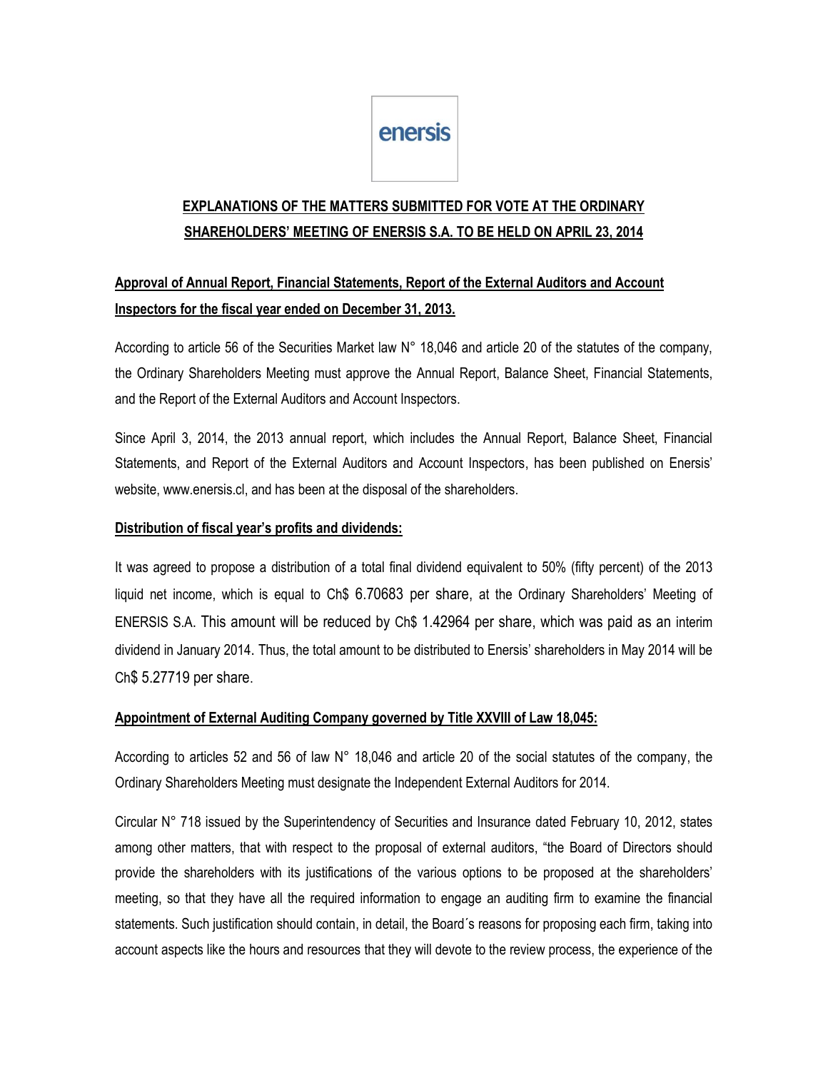enersis

# EXPLANATIONS OF THE MATTERS SUBMITTED FOR VOTE AT THE ORDINARY SHAREHOLDERS' MEETING OF ENERSIS S.A. TO BE HELD ON APRIL 23, 2014

## Approval of Annual Report, Financial Statements, Report of the External Auditors and Account Inspectors for the fiscal year ended on December 31, 2013.

According to article 56 of the Securities Market law N° 18,046 and article 20 of the statutes of the company, the Ordinary Shareholders Meeting must approve the Annual Report, Balance Sheet, Financial Statements, and the Report of the External Auditors and Account Inspectors.

Since April 3, 2014, the 2013 annual report, which includes the Annual Report, Balance Sheet, Financial Statements, and Report of the External Auditors and Account Inspectors, has been published on Enersis' website, www.enersis.cl, and has been at the disposal of the shareholders.

## Distribution of fiscal year's profits and dividends:

It was agreed to propose a distribution of a total final dividend equivalent to 50% (fifty percent) of the 2013 liquid net income, which is equal to Ch$ 6.70683 per share, at the Ordinary Shareholders' Meeting of ENERSIS S.A. This amount will be reduced by Ch$ 1.42964 per share, which was paid as an interim dividend in January 2014. Thus, the total amount to be distributed to Enersis' shareholders in May 2014 will be Ch$ 5.27719 per share.

## Appointment of External Auditing Company governed by Title XXVIII of Law 18,045:

According to articles 52 and 56 of law N° 18,046 and article 20 of the social statutes of the company, the Ordinary Shareholders Meeting must designate the Independent External Auditors for 2014.

Circular N° 718 issued by the Superintendency of Securities and Insurance dated February 10, 2012, states among other matters, that with respect to the proposal of external auditors, "the Board of Directors should provide the shareholders with its justifications of the various options to be proposed at the shareholders' meeting, so that they have all the required information to engage an auditing firm to examine the financial statements. Such justification should contain, in detail, the Board´s reasons for proposing each firm, taking into account aspects like the hours and resources that they will devote to the review process, the experience of the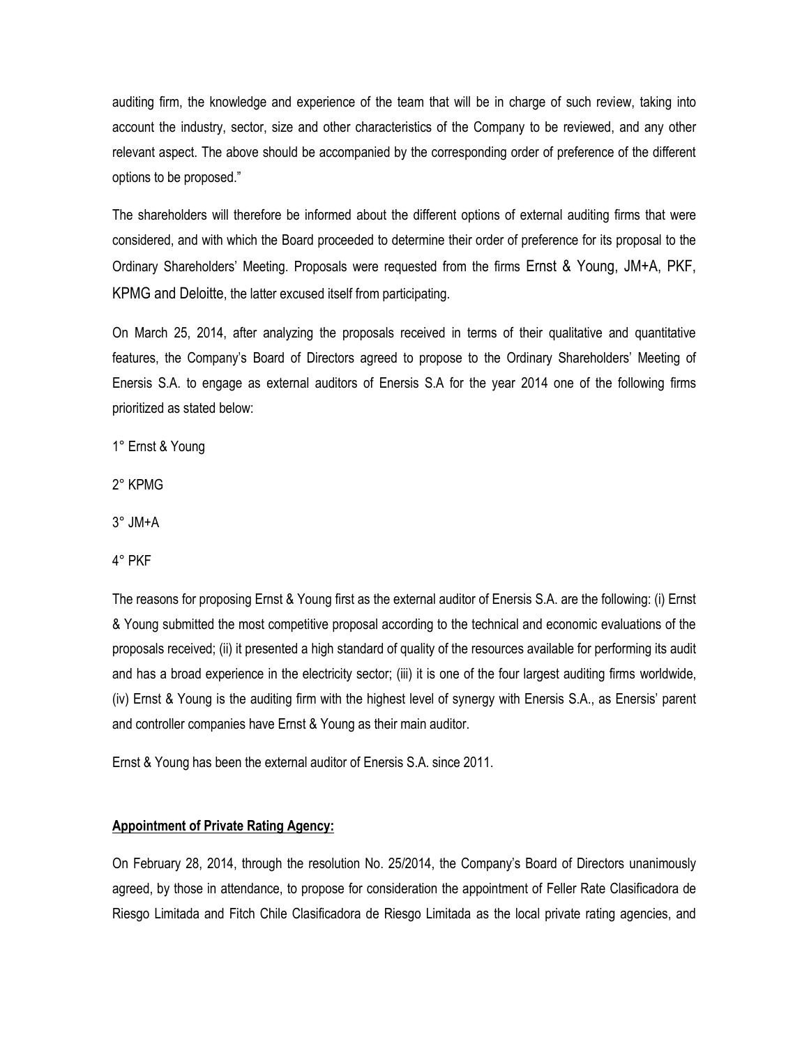auditing firm, the knowledge and experience of the team that will be in charge of such review, taking into account the industry, sector, size and other characteristics of the Company to be reviewed, and any other relevant aspect. The above should be accompanied by the corresponding order of preference of the different options to be proposed."

The shareholders will therefore be informed about the different options of external auditing firms that were considered, and with which the Board proceeded to determine their order of preference for its proposal to the Ordinary Shareholders' Meeting. Proposals were requested from the firms Ernst & Young, JM+A, PKF, KPMG and Deloitte, the latter excused itself from participating.

On March 25, 2014, after analyzing the proposals received in terms of their qualitative and quantitative features, the Company's Board of Directors agreed to propose to the Ordinary Shareholders' Meeting of Enersis S.A. to engage as external auditors of Enersis S.A for the year 2014 one of the following firms prioritized as stated below:

1° Ernst & Young

2° KPMG

3° JM+A

4° PKF

The reasons for proposing Ernst & Young first as the external auditor of Enersis S.A. are the following: (i) Ernst & Young submitted the most competitive proposal according to the technical and economic evaluations of the proposals received; (ii) it presented a high standard of quality of the resources available for performing its audit and has a broad experience in the electricity sector; (iii) it is one of the four largest auditing firms worldwide, (iv) Ernst & Young is the auditing firm with the highest level of synergy with Enersis S.A., as Enersis' parent and controller companies have Ernst & Young as their main auditor.

Ernst & Young has been the external auditor of Enersis S.A. since 2011.

**Appointment of Private Rating Agency:**

On February 28, 2014, through the resolution No. 25/2014, the Company's Board of Directors unanimously agreed, by those in attendance, to propose for consideration the appointment of Feller Rate Clasificadora de Riesgo Limitada and Fitch Chile Clasificadora de Riesgo Limitada as the local private rating agencies, and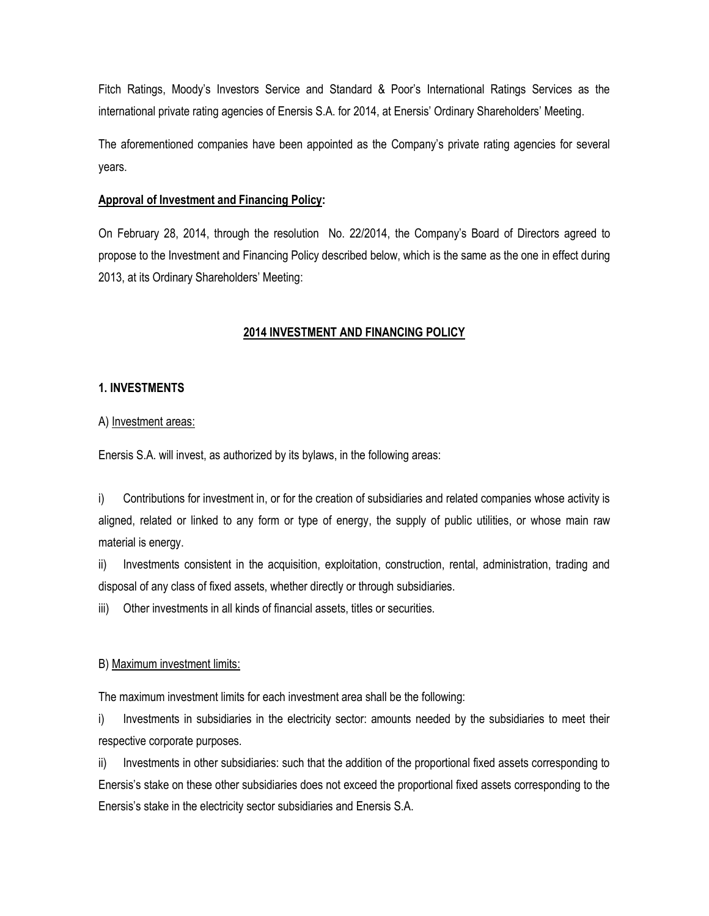Fitch Ratings, Moody's Investors Service and Standard & Poor's International Ratings Services as the international private rating agencies of Enersis S.A. for 2014, at Enersis' Ordinary Shareholders' Meeting.

The aforementioned companies have been appointed as the Company's private rating agencies for several years.

**Approval of Investment and Financing Policy:**

On February 28, 2014, through the resolution No. 22/2014, the Company's Board of Directors agreed to propose to the Investment and Financing Policy described below, which is the same as the one in effect during 2013, at its Ordinary Shareholders' Meeting:

## 2014 INVESTMENT AND FINANCING POLICY

### 1. INVESTMENTS

A) Investment areas:

Enersis S.A. will invest, as authorized by its bylaws, in the following areas:

i) Contributions for investment in, or for the creation of subsidiaries and related companies whose activity is aligned, related or linked to any form or type of energy, the supply of public utilities, or whose main raw material is energy.

ii) Investments consistent in the acquisition, exploitation, construction, rental, administration, trading and disposal of any class of fixed assets, whether directly or through subsidiaries.

iii) Other investments in all kinds of financial assets, titles or securities.

B) Maximum investment limits:

The maximum investment limits for each investment area shall be the following:

i) Investments in subsidiaries in the electricity sector: amounts needed by the subsidiaries to meet their respective corporate purposes.

ii) Investments in other subsidiaries: such that the addition of the proportional fixed assets corresponding to Enersis's stake on these other subsidiaries does not exceed the proportional fixed assets corresponding to the Enersis's stake in the electricity sector subsidiaries and Enersis S.A.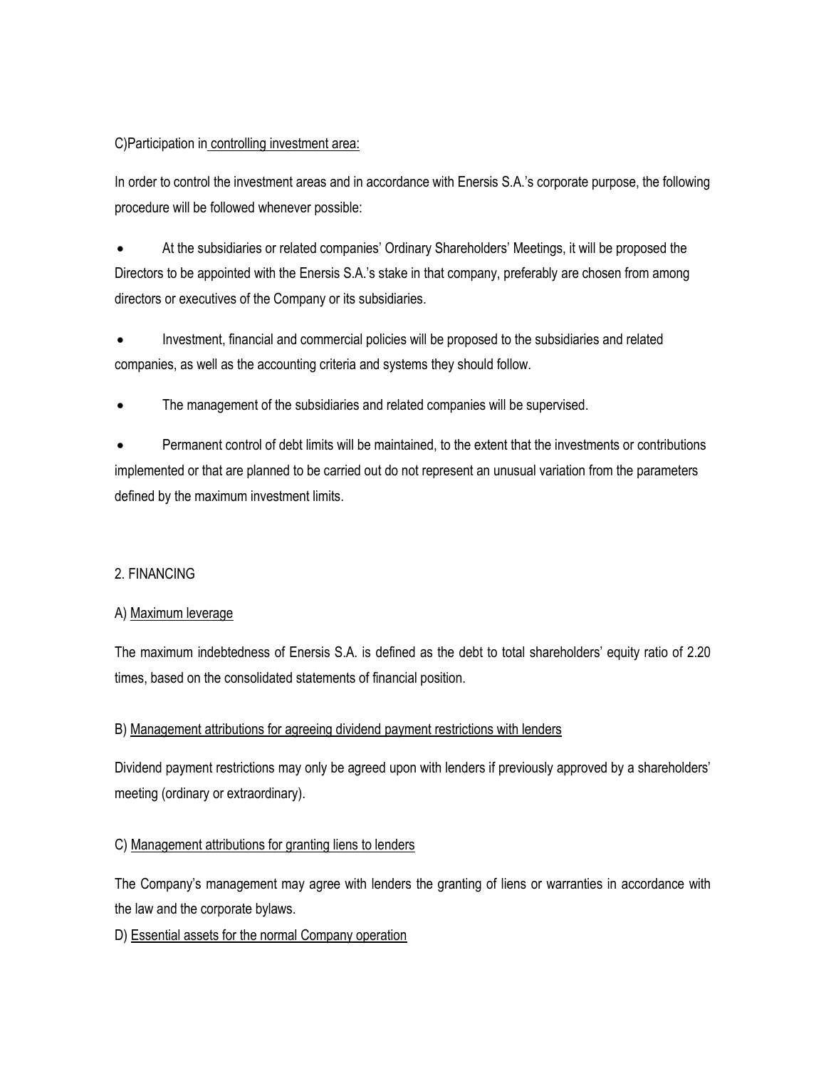C)Participation in controlling investment area:

In order to control the investment areas and in accordance with Enersis S.A.'s corporate purpose, the following procedure will be followed whenever possible:

- At the subsidiaries or related companies' Ordinary Shareholders' Meetings, it will be proposed the Directors to be appointed with the Enersis S.A.'s stake in that company, preferably are chosen from among directors or executives of the Company or its subsidiaries.
- Investment, financial and commercial policies will be proposed to the subsidiaries and related companies, as well as the accounting criteria and systems they should follow.
- The management of the subsidiaries and related companies will be supervised.
- Permanent control of debt limits will be maintained, to the extent that the investments or contributions implemented or that are planned to be carried out do not represent an unusual variation from the parameters defined by the maximum investment limits.

2. FINANCING

A) Maximum leverage

The maximum indebtedness of Enersis S.A. is defined as the debt to total shareholders' equity ratio of 2.20 times, based on the consolidated statements of financial position.

B) Management attributions for agreeing dividend payment restrictions with lenders

Dividend payment restrictions may only be agreed upon with lenders if previously approved by a shareholders' meeting (ordinary or extraordinary).

C) Management attributions for granting liens to lenders

The Company's management may agree with lenders the granting of liens or warranties in accordance with the law and the corporate bylaws.

D) Essential assets for the normal Company operation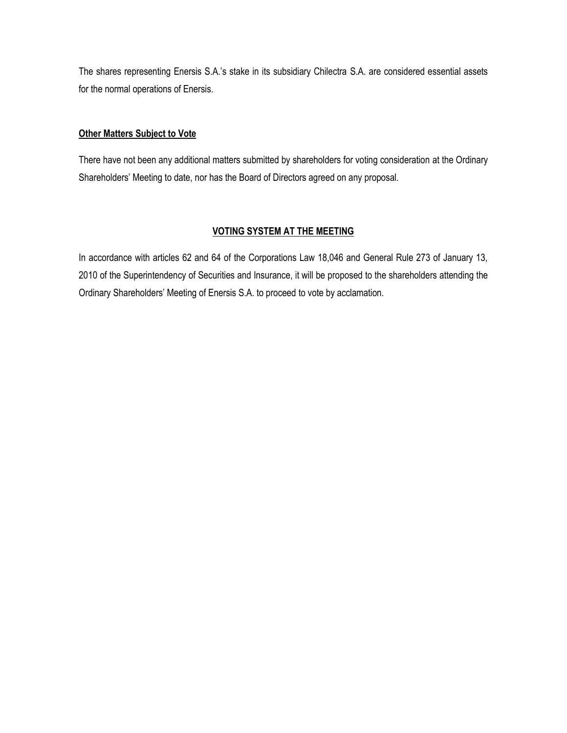The shares representing Enersis S.A.'s stake in its subsidiary Chilectra S.A. are considered essential assets for the normal operations of Enersis.

**Other Matters Subject to Vote**

There have not been any additional matters submitted by shareholders for voting consideration at the Ordinary Shareholders' Meeting to date, nor has the Board of Directors agreed on any proposal.

## VOTING SYSTEM AT THE MEETING

In accordance with articles 62 and 64 of the Corporations Law 18,046 and General Rule 273 of January 13, 2010 of the Superintendency of Securities and Insurance, it will be proposed to the shareholders attending the Ordinary Shareholders' Meeting of Enersis S.A. to proceed to vote by acclamation.